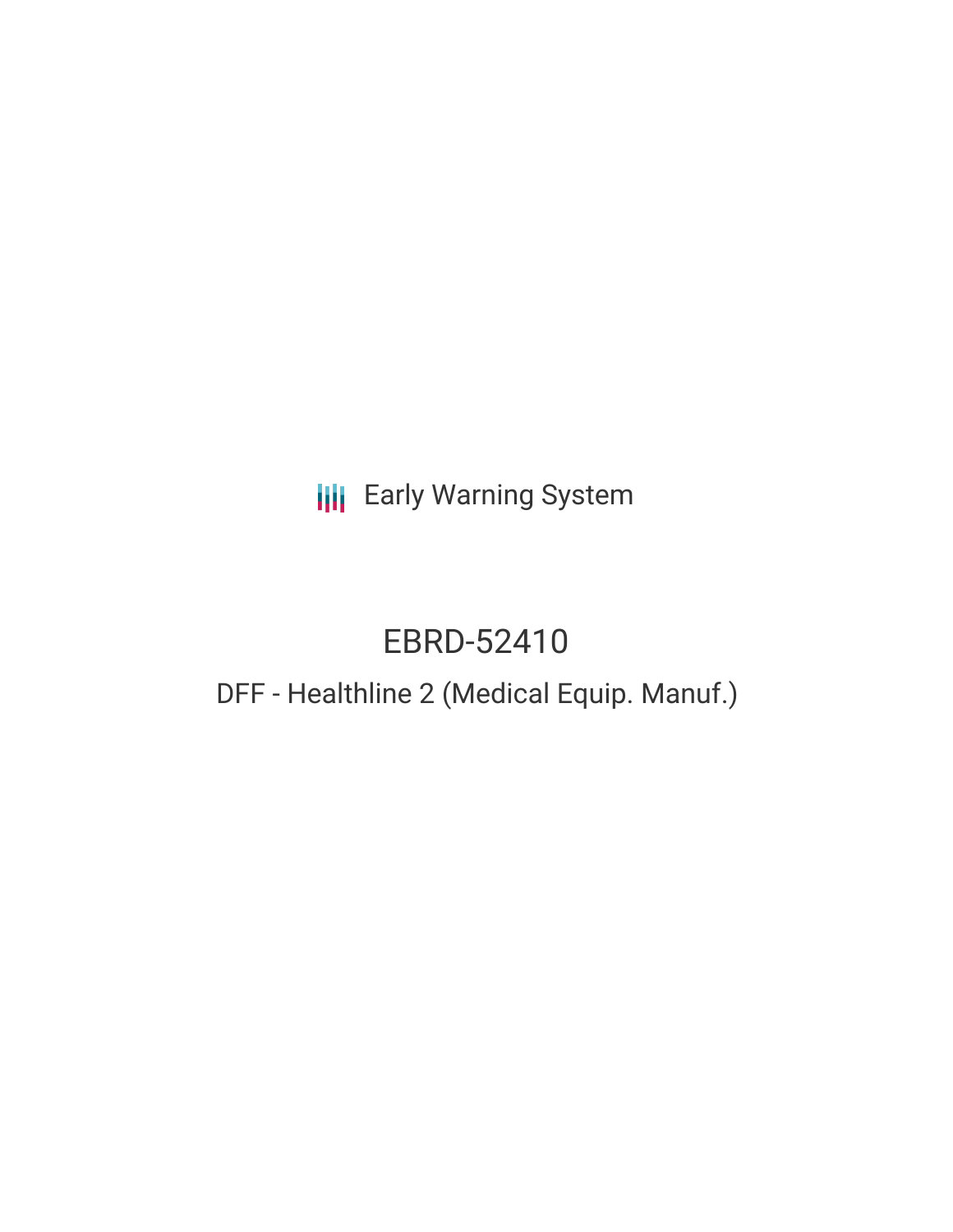Early Warning System

# EBRD-52410

## DFF - Healthline 2 (Medical Equip. Manuf.)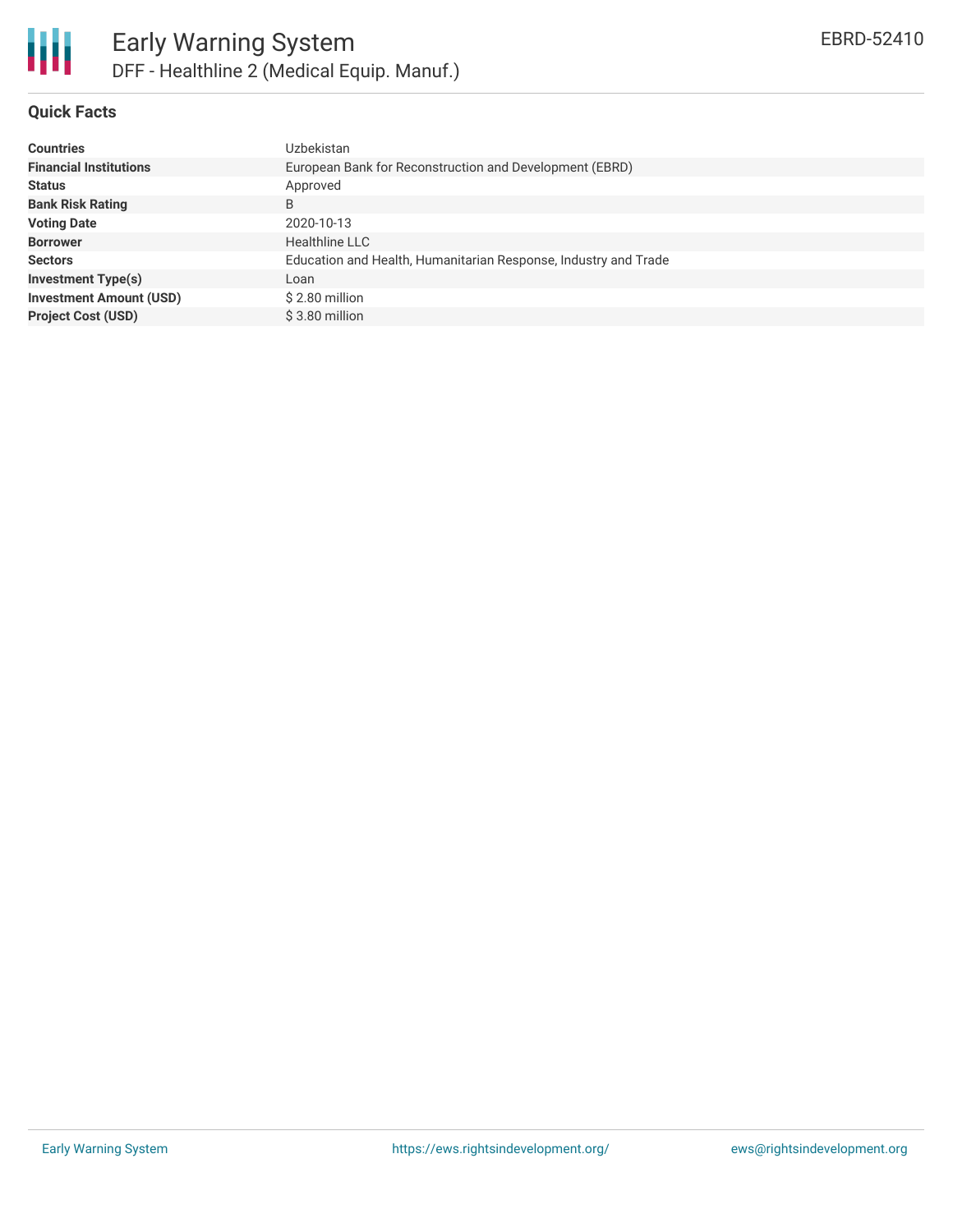# Early Warning System

## DFF - Healthline 2 (Medical Equip. Manuf.)

EBRD-52410

### Quick Facts

| | |
|---|---|
| **Countries** | Uzbekistan |
| **Financial Institutions** | European Bank for Reconstruction and Development (EBRD) |
| **Status** | Approved |
| **Bank Risk Rating** | B |
| **Voting Date** | 2020-10-13 |
| **Borrower** | Healthline LLC |
| **Sectors** | Education and Health, Humanitarian Response, Industry and Trade |
| **Investment Type(s)** | Loan |
| **Investment Amount (USD)** | $ 2.80 million |
| **Project Cost (USD)** | $ 3.80 million |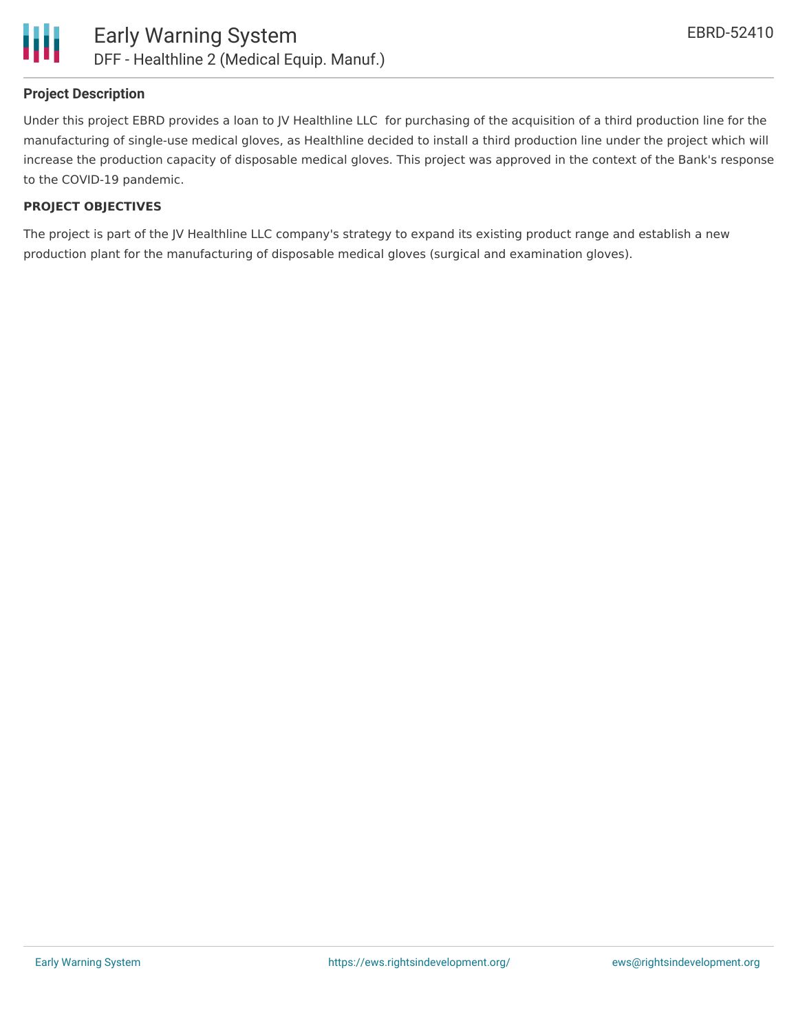## Project Description

Under this project EBRD provides a loan to JV Healthline LLC for purchasing of the acquisition of a third production line for the manufacturing of single-use medical gloves, as Healthline decided to install a third production line under the project which will increase the production capacity of disposable medical gloves. This project was approved in the context of the Bank's response to the COVID-19 pandemic.

### PROJECT OBJECTIVES

The project is part of the JV Healthline LLC company's strategy to expand its existing product range and establish a new production plant for the manufacturing of disposable medical gloves (surgical and examination gloves).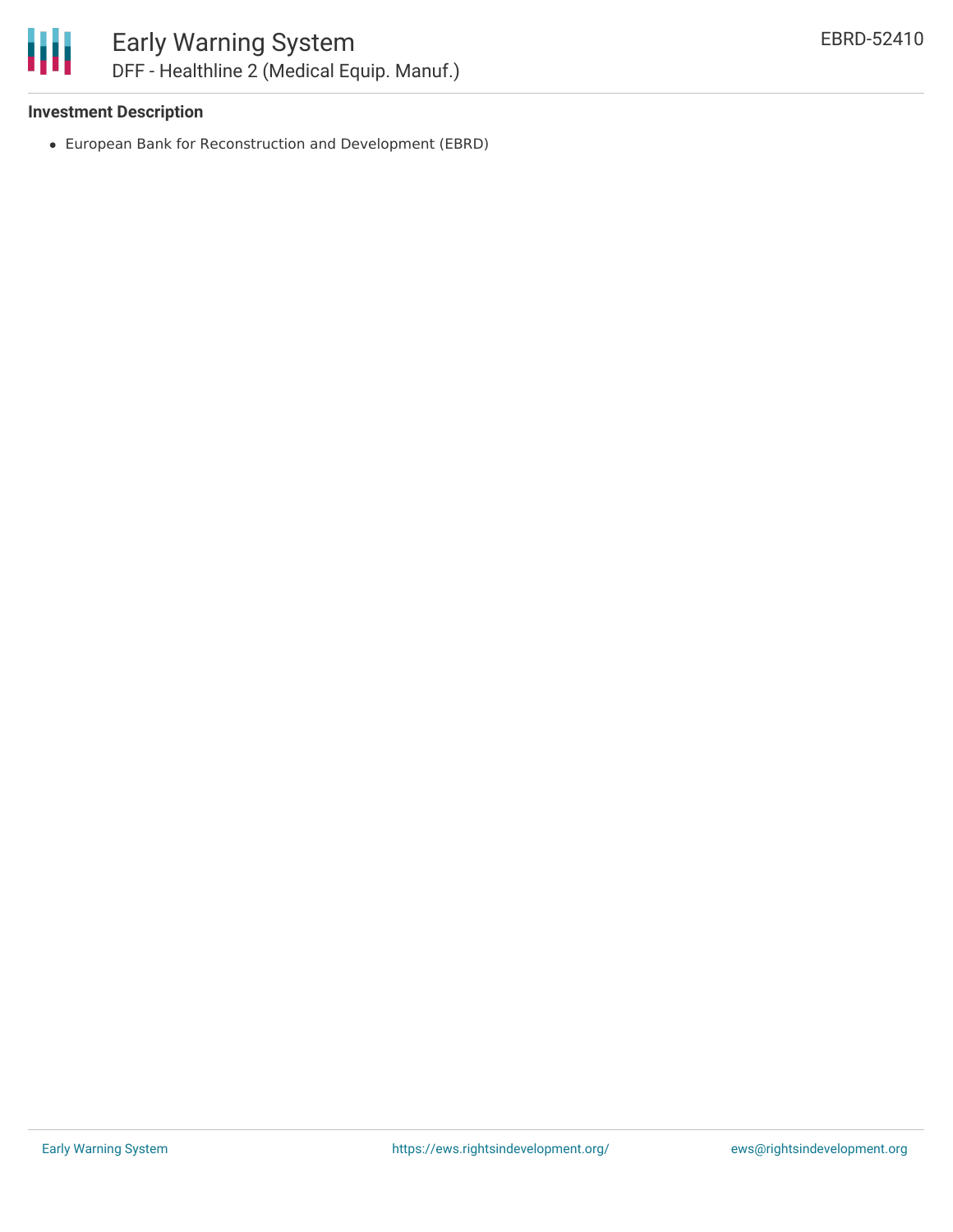### Investment Description

- European Bank for Reconstruction and Development (EBRD)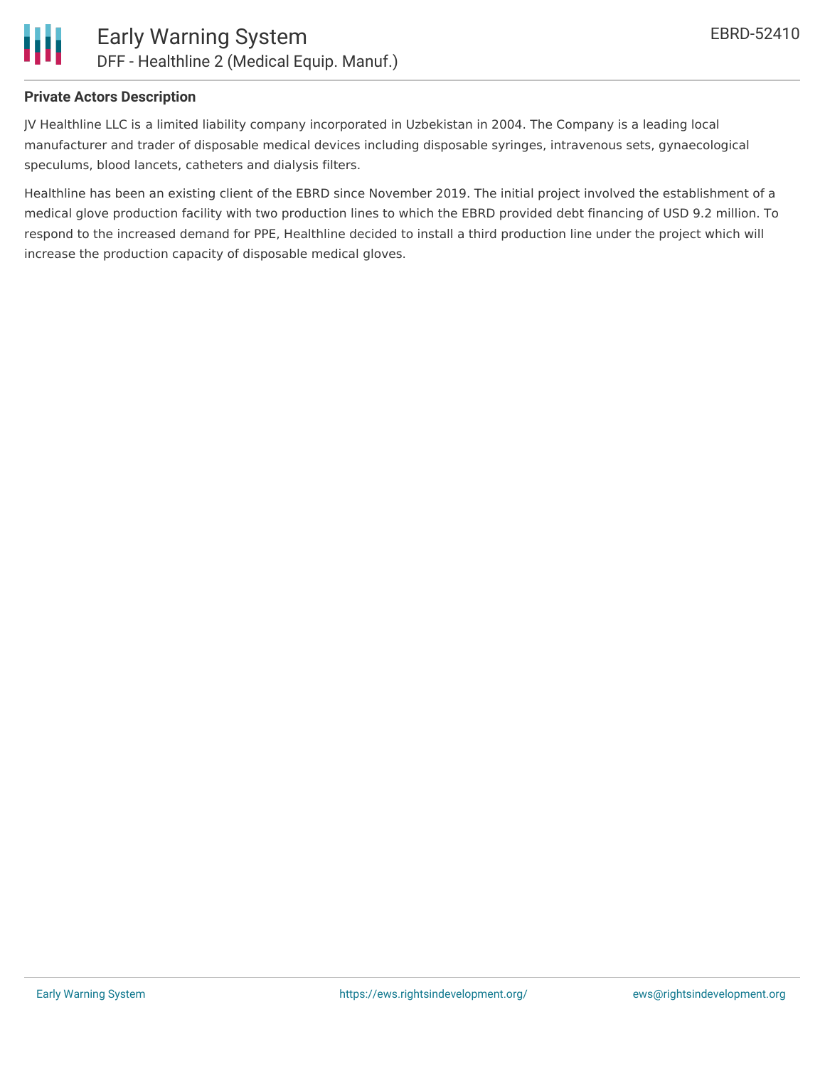## Private Actors Description

JV Healthline LLC is a limited liability company incorporated in Uzbekistan in 2004. The Company is a leading local manufacturer and trader of disposable medical devices including disposable syringes, intravenous sets, gynaecological speculums, blood lancets, catheters and dialysis filters.

Healthline has been an existing client of the EBRD since November 2019. The initial project involved the establishment of a medical glove production facility with two production lines to which the EBRD provided debt financing of USD 9.2 million. To respond to the increased demand for PPE, Healthline decided to install a third production line under the project which will increase the production capacity of disposable medical gloves.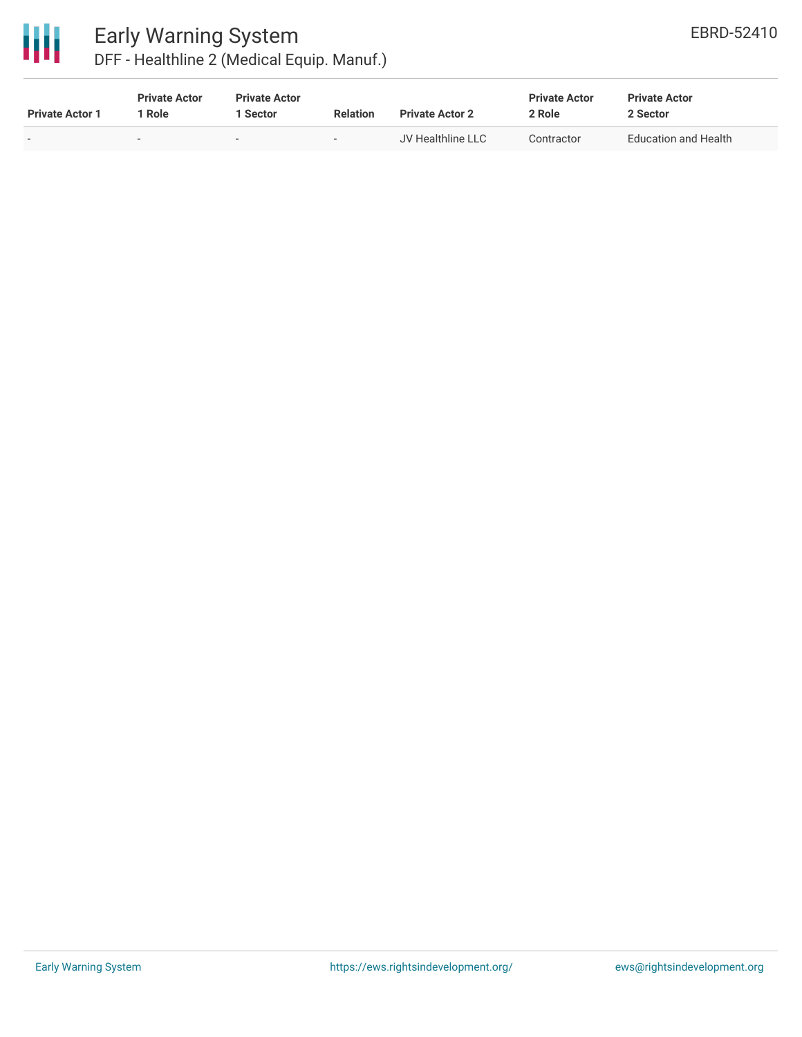| Private Actor 1 | Private Actor 1 Role | Private Actor 1 Sector | Relation | Private Actor 2 | Private Actor 2 Role | Private Actor 2 Sector |
| --- | --- | --- | --- | --- | --- | --- |
| - | - | - | - | JV Healthline LLC | Contractor | Education and Health |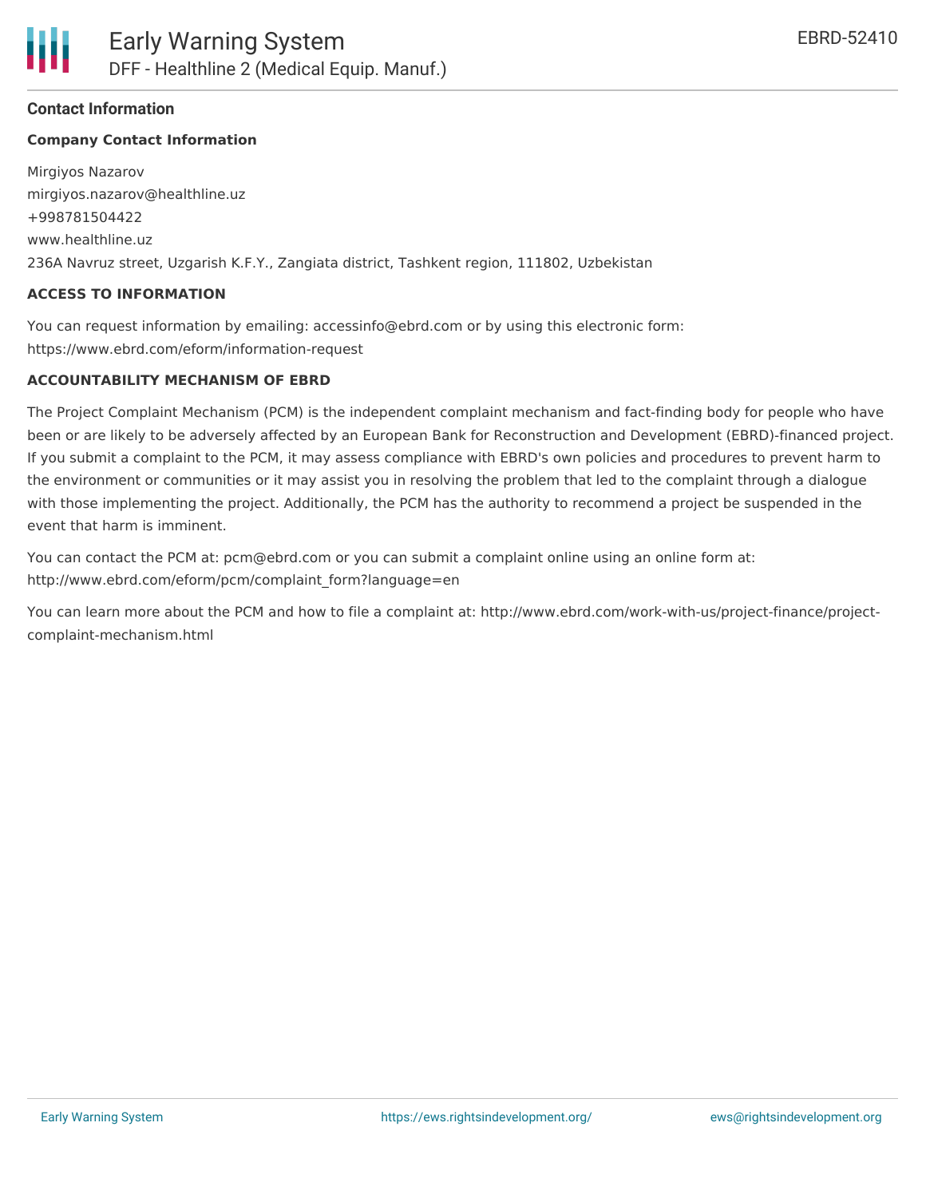## Contact Information

### Company Contact Information

Mirgiyos Nazarov
mirgiyos.nazarov@healthline.uz
+998781504422
www.healthline.uz
236A Navruz street, Uzgarish K.F.Y., Zangiata district, Tashkent region, 111802, Uzbekistan

### ACCESS TO INFORMATION

You can request information by emailing: accessinfo@ebrd.com or by using this electronic form: https://www.ebrd.com/eform/information-request

### ACCOUNTABILITY MECHANISM OF EBRD

The Project Complaint Mechanism (PCM) is the independent complaint mechanism and fact-finding body for people who have been or are likely to be adversely affected by an European Bank for Reconstruction and Development (EBRD)-financed project. If you submit a complaint to the PCM, it may assess compliance with EBRD's own policies and procedures to prevent harm to the environment or communities or it may assist you in resolving the problem that led to the complaint through a dialogue with those implementing the project. Additionally, the PCM has the authority to recommend a project be suspended in the event that harm is imminent.

You can contact the PCM at: pcm@ebrd.com or you can submit a complaint online using an online form at: http://www.ebrd.com/eform/pcm/complaint_form?language=en

You can learn more about the PCM and how to file a complaint at: http://www.ebrd.com/work-with-us/project-finance/project-complaint-mechanism.html